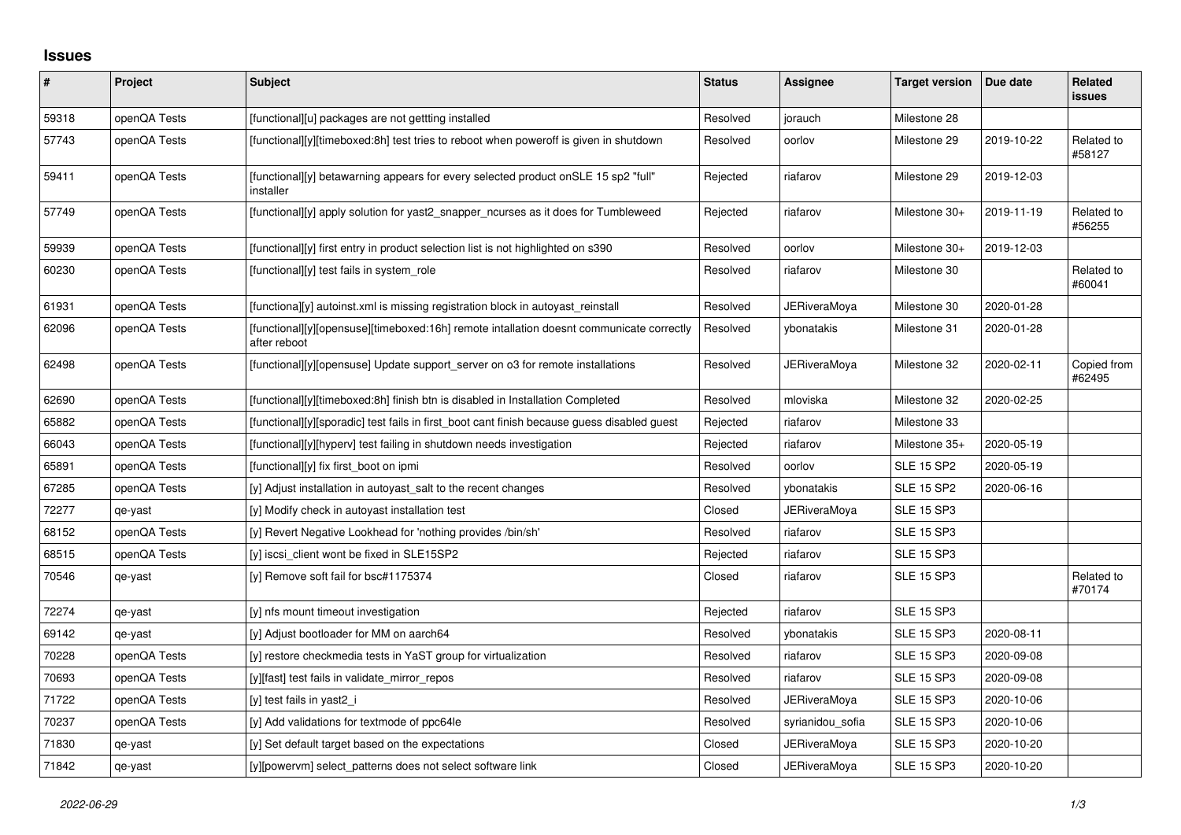# Issues

| # | Project | Subject | Status | Assignee | Target version | Due date | Related issues |
|---|---|---|---|---|---|---|---|
| 59318 | openQA Tests | [functional][u] packages are not gettting installed | Resolved | jorauch | Milestone 28 | | |
| 57743 | openQA Tests | [functional][y][timeboxed:8h] test tries to reboot when poweroff is given in shutdown | Resolved | oorlov | Milestone 29 | 2019-10-22 | Related to #58127 |
| 59411 | openQA Tests | [functional][y] betawarning appears for every selected product onSLE 15 sp2 "full" installer | Rejected | riafarov | Milestone 29 | 2019-12-03 | |
| 57749 | openQA Tests | [functional][y] apply solution for yast2_snapper_ncurses as it does for Tumbleweed | Rejected | riafarov | Milestone 30+ | 2019-11-19 | Related to #56255 |
| 59939 | openQA Tests | [functional][y] first entry in product selection list is not highlighted on s390 | Resolved | oorlov | Milestone 30+ | 2019-12-03 | |
| 60230 | openQA Tests | [functional][y] test fails in system_role | Resolved | riafarov | Milestone 30 | | Related to #60041 |
| 61931 | openQA Tests | [functiona][y] autoinst.xml is missing registration block in autoyast_reinstall | Resolved | JERiveraMoya | Milestone 30 | 2020-01-28 | |
| 62096 | openQA Tests | [functional][y][opensuse][timeboxed:16h] remote intallation doesnt communicate correctly after reboot | Resolved | ybonatakis | Milestone 31 | 2020-01-28 | |
| 62498 | openQA Tests | [functional][y][opensuse] Update support_server on o3 for remote installations | Resolved | JERiveraMoya | Milestone 32 | 2020-02-11 | Copied from #62495 |
| 62690 | openQA Tests | [functional][y][timeboxed:8h] finish btn is disabled in Installation Completed | Resolved | mloviska | Milestone 32 | 2020-02-25 | |
| 65882 | openQA Tests | [functional][y][sporadic] test fails in first_boot cant finish because guess disabled guest | Rejected | riafarov | Milestone 33 | | |
| 66043 | openQA Tests | [functional][y][hyperv] test failing in shutdown needs investigation | Rejected | riafarov | Milestone 35+ | 2020-05-19 | |
| 65891 | openQA Tests | [functional][y] fix first_boot on ipmi | Resolved | oorlov | SLE 15 SP2 | 2020-05-19 | |
| 67285 | openQA Tests | [y] Adjust installation in autoyast_salt to the recent changes | Resolved | ybonatakis | SLE 15 SP2 | 2020-06-16 | |
| 72277 | qe-yast | [y] Modify check in autoyast installation test | Closed | JERiveraMoya | SLE 15 SP3 | | |
| 68152 | openQA Tests | [y] Revert Negative Lookhead for 'nothing provides /bin/sh' | Resolved | riafarov | SLE 15 SP3 | | |
| 68515 | openQA Tests | [y] iscsi_client wont be fixed in SLE15SP2 | Rejected | riafarov | SLE 15 SP3 | | |
| 70546 | qe-yast | [y] Remove soft fail for bsc#1175374 | Closed | riafarov | SLE 15 SP3 | | Related to #70174 |
| 72274 | qe-yast | [y] nfs mount timeout investigation | Rejected | riafarov | SLE 15 SP3 | | |
| 69142 | qe-yast | [y] Adjust bootloader for MM on aarch64 | Resolved | ybonatakis | SLE 15 SP3 | 2020-08-11 | |
| 70228 | openQA Tests | [y] restore checkmedia tests in YaST group for virtualization | Resolved | riafarov | SLE 15 SP3 | 2020-09-08 | |
| 70693 | openQA Tests | [y][fast] test fails in validate_mirror_repos | Resolved | riafarov | SLE 15 SP3 | 2020-09-08 | |
| 71722 | openQA Tests | [y] test fails in yast2_i | Resolved | JERiveraMoya | SLE 15 SP3 | 2020-10-06 | |
| 70237 | openQA Tests | [y] Add validations for textmode of ppc64le | Resolved | syrianidou_sofia | SLE 15 SP3 | 2020-10-06 | |
| 71830 | qe-yast | [y] Set default target based on the expectations | Closed | JERiveraMoya | SLE 15 SP3 | 2020-10-20 | |
| 71842 | qe-yast | [y][powervm] select_patterns does not select software link | Closed | JERiveraMoya | SLE 15 SP3 | 2020-10-20 | |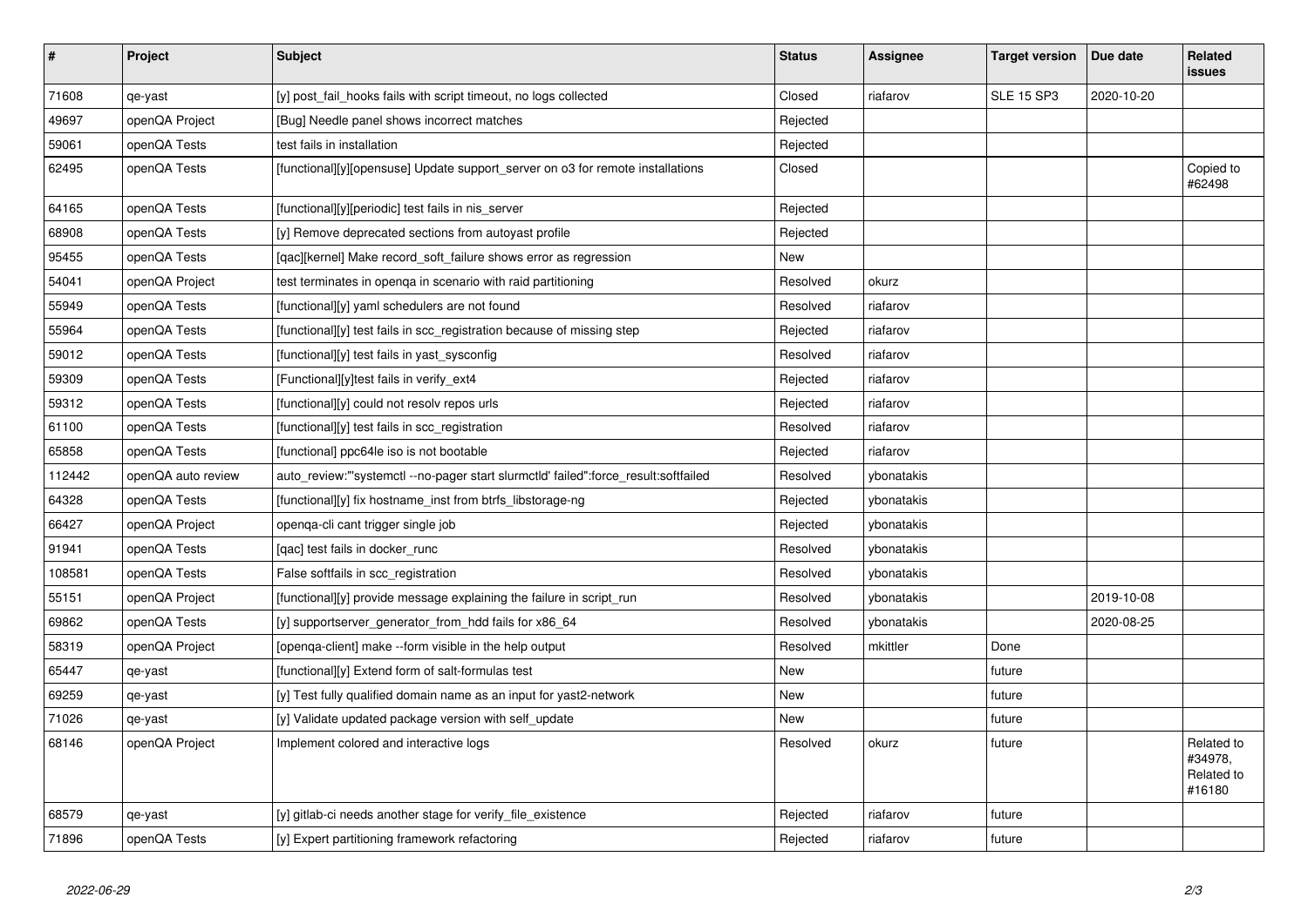| # | Project | Subject | Status | Assignee | Target version | Due date | Related issues |
|---|---|---|---|---|---|---|---|
| 71608 | qe-yast | [y] post_fail_hooks fails with script timeout, no logs collected | Closed | riafarov | SLE 15 SP3 | 2020-10-20 | |
| 49697 | openQA Project | [Bug] Needle panel shows incorrect matches | Rejected | | | | |
| 59061 | openQA Tests | test fails in installation | Rejected | | | | |
| 62495 | openQA Tests | [functional][y][opensuse] Update support_server on o3 for remote installations | Closed | | | | Copied to #62498 |
| 64165 | openQA Tests | [functional][y][periodic] test fails in nis_server | Rejected | | | | |
| 68908 | openQA Tests | [y] Remove deprecated sections from autoyast profile | Rejected | | | | |
| 95455 | openQA Tests | [qac][kernel] Make record_soft_failure shows error as regression | New | | | | |
| 54041 | openQA Project | test terminates in openqa in scenario with raid partitioning | Resolved | okurz | | | |
| 55949 | openQA Tests | [functional][y] yaml schedulers are not found | Resolved | riafarov | | | |
| 55964 | openQA Tests | [functional][y] test fails in scc_registration because of missing step | Rejected | riafarov | | | |
| 59012 | openQA Tests | [functional][y] test fails in yast_sysconfig | Resolved | riafarov | | | |
| 59309 | openQA Tests | [Functional][y]test fails in verify_ext4 | Rejected | riafarov | | | |
| 59312 | openQA Tests | [functional][y] could not resolv repos urls | Rejected | riafarov | | | |
| 61100 | openQA Tests | [functional][y] test fails in scc_registration | Resolved | riafarov | | | |
| 65858 | openQA Tests | [functional] ppc64le iso is not bootable | Rejected | riafarov | | | |
| 112442 | openQA auto review | auto_review:"'systemctl --no-pager start slurmctld' failed":force_result:softfailed | Resolved | ybonatakis | | | |
| 64328 | openQA Tests | [functional][y] fix hostname_inst from btrfs_libstorage-ng | Rejected | ybonatakis | | | |
| 66427 | openQA Project | openqa-cli cant trigger single job | Rejected | ybonatakis | | | |
| 91941 | openQA Tests | [qac] test fails in docker_runc | Resolved | ybonatakis | | | |
| 108581 | openQA Tests | False softfails in scc_registration | Resolved | ybonatakis | | | |
| 55151 | openQA Project | [functional][y] provide message explaining the failure in script_run | Resolved | ybonatakis | | 2019-10-08 | |
| 69862 | openQA Tests | [y] supportserver_generator_from_hdd fails for x86_64 | Resolved | ybonatakis | | 2020-08-25 | |
| 58319 | openQA Project | [openqa-client] make --form visible in the help output | Resolved | mkittler | Done | | |
| 65447 | qe-yast | [functional][y] Extend form of salt-formulas test | New | | future | | |
| 69259 | qe-yast | [y] Test fully qualified domain name as an input for yast2-network | New | | future | | |
| 71026 | qe-yast | [y] Validate updated package version with self_update | New | | future | | |
| 68146 | openQA Project | Implement colored and interactive logs | Resolved | okurz | future | | Related to #34978, Related to #16180 |
| 68579 | qe-yast | [y] gitlab-ci needs another stage for verify_file_existence | Rejected | riafarov | future | | |
| 71896 | openQA Tests | [y] Expert partitioning framework refactoring | Rejected | riafarov | future | | |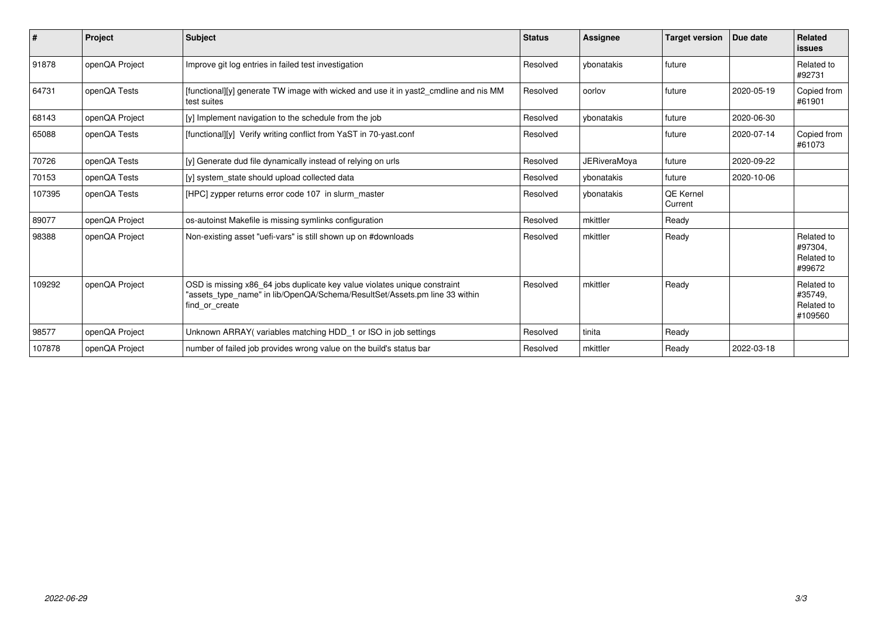| # | Project | Subject | Status | Assignee | Target version | Due date | Related issues |
|---|---|---|---|---|---|---|---|
| 91878 | openQA Project | Improve git log entries in failed test investigation | Resolved | ybonatakis | future | | Related to #92731 |
| 64731 | openQA Tests | [functional][y] generate TW image with wicked and use it in yast2_cmdline and nis MM test suites | Resolved | oorlov | future | 2020-05-19 | Copied from #61901 |
| 68143 | openQA Project | [y] Implement navigation to the schedule from the job | Resolved | ybonatakis | future | 2020-06-30 | |
| 65088 | openQA Tests | [functional][y] Verify writing conflict from YaST in 70-yast.conf | Resolved | | future | 2020-07-14 | Copied from #61073 |
| 70726 | openQA Tests | [y] Generate dud file dynamically instead of relying on urls | Resolved | JERiveraMoya | future | 2020-09-22 | |
| 70153 | openQA Tests | [y] system_state should upload collected data | Resolved | ybonatakis | future | 2020-10-06 | |
| 107395 | openQA Tests | [HPC] zypper returns error code 107 in slurm_master | Resolved | ybonatakis | QE Kernel Current | | |
| 89077 | openQA Project | os-autoinst Makefile is missing symlinks configuration | Resolved | mkittler | Ready | | |
| 98388 | openQA Project | Non-existing asset "uefi-vars" is still shown up on #downloads | Resolved | mkittler | Ready | | Related to #97304, Related to #99672 |
| 109292 | openQA Project | OSD is missing x86_64 jobs duplicate key value violates unique constraint "assets_type_name" in lib/OpenQA/Schema/ResultSet/Assets.pm line 33 within find_or_create | Resolved | mkittler | Ready | | Related to #35749, Related to #109560 |
| 98577 | openQA Project | Unknown ARRAY( variables matching HDD_1 or ISO in job settings | Resolved | tinita | Ready | | |
| 107878 | openQA Project | number of failed job provides wrong value on the build's status bar | Resolved | mkittler | Ready | 2022-03-18 | |